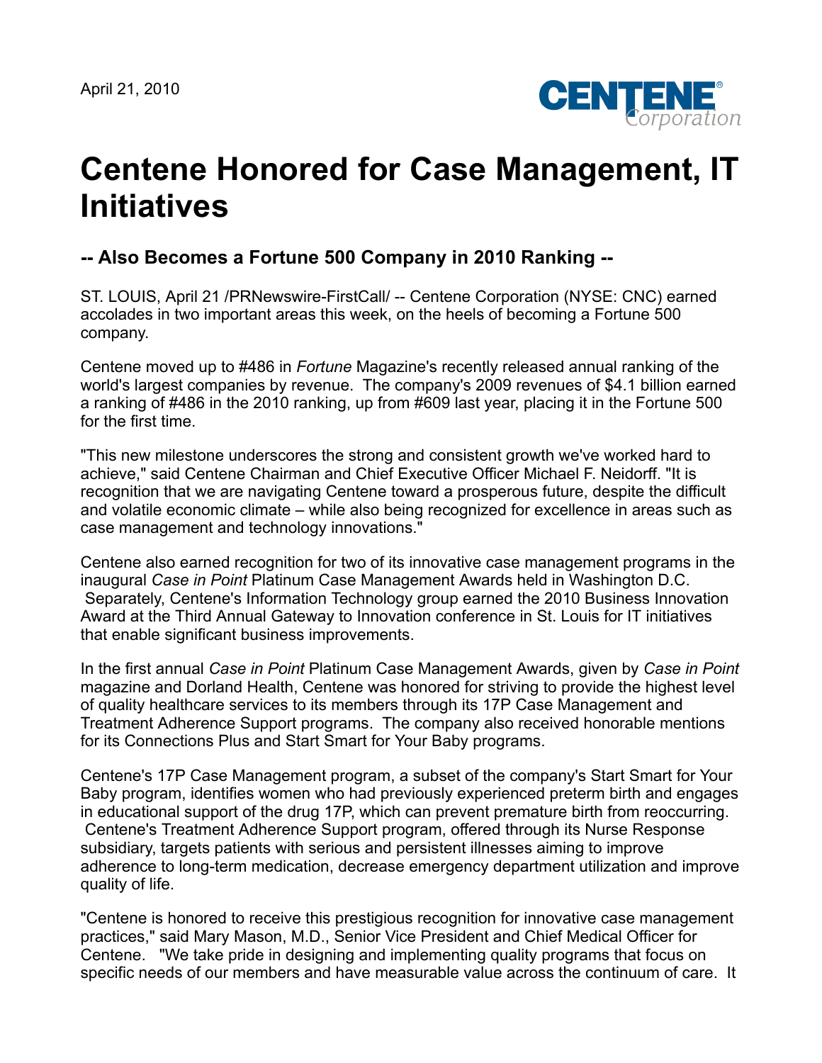April 21, 2010

# Centene Honored for Case Management, IT Initiatives

## -- Also Becomes a Fortune 500 Company in 2010 Ranking --

ST. LOUIS, April 21 /PRNewswire-FirstCall/ -- Centene Corporation (NYSE: CNC) earned accolades in two important areas this week, on the heels of becoming a Fortune 500 company.

Centene moved up to #486 in *Fortune* Magazine's recently released annual ranking of the world's largest companies by revenue. The company's 2009 revenues of $4.1 billion earned a ranking of #486 in the 2010 ranking, up from #609 last year, placing it in the Fortune 500 for the first time.

"This new milestone underscores the strong and consistent growth we've worked hard to achieve," said Centene Chairman and Chief Executive Officer Michael F. Neidorff. "It is recognition that we are navigating Centene toward a prosperous future, despite the difficult and volatile economic climate – while also being recognized for excellence in areas such as case management and technology innovations."

Centene also earned recognition for two of its innovative case management programs in the inaugural *Case in Point* Platinum Case Management Awards held in Washington D.C. Separately, Centene's Information Technology group earned the 2010 Business Innovation Award at the Third Annual Gateway to Innovation conference in St. Louis for IT initiatives that enable significant business improvements.

In the first annual *Case in Point* Platinum Case Management Awards, given by *Case in Point* magazine and Dorland Health, Centene was honored for striving to provide the highest level of quality healthcare services to its members through its 17P Case Management and Treatment Adherence Support programs. The company also received honorable mentions for its Connections Plus and Start Smart for Your Baby programs.

Centene's 17P Case Management program, a subset of the company's Start Smart for Your Baby program, identifies women who had previously experienced preterm birth and engages in educational support of the drug 17P, which can prevent premature birth from reoccurring. Centene's Treatment Adherence Support program, offered through its Nurse Response subsidiary, targets patients with serious and persistent illnesses aiming to improve adherence to long-term medication, decrease emergency department utilization and improve quality of life.

"Centene is honored to receive this prestigious recognition for innovative case management practices," said Mary Mason, M.D., Senior Vice President and Chief Medical Officer for Centene. "We take pride in designing and implementing quality programs that focus on specific needs of our members and have measurable value across the continuum of care. It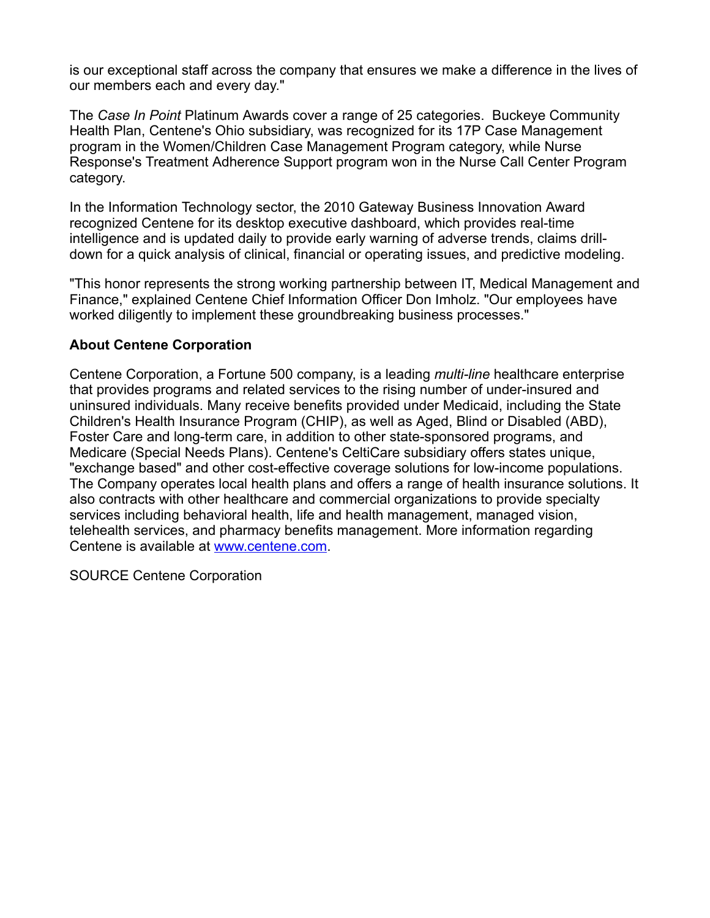is our exceptional staff across the company that ensures we make a difference in the lives of our members each and every day."

The *Case In Point* Platinum Awards cover a range of 25 categories. Buckeye Community Health Plan, Centene's Ohio subsidiary, was recognized for its 17P Case Management program in the Women/Children Case Management Program category, while Nurse Response's Treatment Adherence Support program won in the Nurse Call Center Program category.

In the Information Technology sector, the 2010 Gateway Business Innovation Award recognized Centene for its desktop executive dashboard, which provides real-time intelligence and is updated daily to provide early warning of adverse trends, claims drill-down for a quick analysis of clinical, financial or operating issues, and predictive modeling.

"This honor represents the strong working partnership between IT, Medical Management and Finance," explained Centene Chief Information Officer Don Imholz. "Our employees have worked diligently to implement these groundbreaking business processes."

**About Centene Corporation**

Centene Corporation, a Fortune 500 company, is a leading *multi-line* healthcare enterprise that provides programs and related services to the rising number of under-insured and uninsured individuals. Many receive benefits provided under Medicaid, including the State Children's Health Insurance Program (CHIP), as well as Aged, Blind or Disabled (ABD), Foster Care and long-term care, in addition to other state-sponsored programs, and Medicare (Special Needs Plans). Centene's CeltiCare subsidiary offers states unique, "exchange based" and other cost-effective coverage solutions for low-income populations. The Company operates local health plans and offers a range of health insurance solutions. It also contracts with other healthcare and commercial organizations to provide specialty services including behavioral health, life and health management, managed vision, telehealth services, and pharmacy benefits management. More information regarding Centene is available at www.centene.com.

SOURCE Centene Corporation